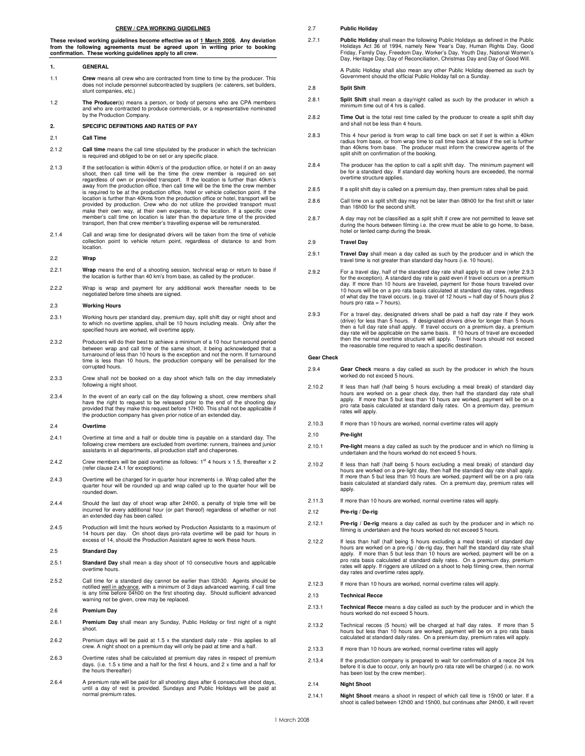# CREW / CPA WORKING GUIDELINES

**These revised working guidelines become effective as of 1 March 2008. Any deviation from the following agreements must be agreed upon in writing prior to booking confirmation. These working guidelines apply to all crew.**

## 1. GENERAL

1.1 **Crew** means all crew who are contracted from time to time by the producer. This does not include personnel subcontracted by suppliers (ie: caterers, set builders, stunt companies, etc.)

1.2 **The Producer**(s) means a person, or body of persons who are CPA members and who are contracted to produce commercials, or a representative nominated by the Production Company.

## 2. SPECIFIC DEFINITIONS AND RATES OF PAY

### 2.1 Call Time

2.1.2 **Call time** means the call time stipulated by the producer in which the technician is required and obliged to be on set or any specific place.

2.1.3 If the set/location is within 40km's of the production office, or hotel if on an away shoot, then call time will be the time the crew member is required on set regardless of own or provided transport. If the location is further than 40km's away from the production office, then call time will be the time the crew member is required to be at the production office, hotel or vehicle collection point. If the location is further than 40kms from the production office or hotel, transport will be provided by production. Crew who do not utilize the provided transport must make their own way, at their own expense, to the location. If a specific crew member's call time on location is later than the departure time of the provided transport, then that crew member's travelling expense will be remunerated.

2.1.4 Call and wrap time for designated drivers will be taken from the time of vehicle collection point to vehicle return point, regardless of distance to and from location.

### 2.2 Wrap

2.2.1 **Wrap** means the end of a shooting session, technical wrap or return to base if the location is further than 40 km's from base, as called by the producer.

2.2.2 Wrap is wrap and payment for any additional work thereafter needs to be negotiated before time sheets are signed.

### 2.3 Working Hours

2.3.1 Working hours per standard day, premium day, split shift day or night shoot and to which no overtime applies, shall be 10 hours including meals. Only after the specified hours are worked, will overtime apply.

2.3.2 Producers will do their best to achieve a minimum of a 10 hour turnaround period between wrap and call time of the same shoot, it being acknowledged that a turnaround of less than 10 hours is the exception and not the norm. If turnaround time is less than 10 hours, the production company will be penalised for the corrupted hours.

2.3.3 Crew shall not be booked on a day shoot which falls on the day immediately following a night shoot.

2.3.4 In the event of an early call on the day following a shoot, crew members shall have the right to request to be released prior to the end of the shooting day provided that they make this request before 17H00. This shall not be applicable if the production company has given prior notice of an extended day.

### 2.4 Overtime

2.4.1 Overtime at time and a half or double time is payable on a standard day. The following crew members are excluded from overtime: runners, trainees and junior assistants in all departments, all production staff and chaperones.

2.4.2 Crew members will be paid overtime as follows: 1st 4 hours x 1.5, thereafter x 2 (refer clause 2.4.1 for exceptions).

2.4.3 Overtime will be charged for in quarter hour increments i.e. Wrap called after the quarter hour will be rounded up and wrap called up to the quarter hour will be rounded down.

2.4.4 Should the last day of shoot wrap after 24h00, a penalty of triple time will be incurred for every additional hour (or part thereof) regardless of whether or not an extended day has been called.

2.4.5 Production will limit the hours worked by Production Assistants to a maximum of 14 hours per day. On shoot days pro-rata overtime will be paid for hours in excess of 14, should the Production Assistant agree to work these hours.

### 2.5 Standard Day

2.5.1 **Standard Day** shall mean a day shoot of 10 consecutive hours and applicable overtime hours.

2.5.2 Call time for a standard day cannot be earlier than 03h30. Agents should be notified well in advance, with a minimum of 3 days advanced warning, if call time is any time before 04h00 on the first shooting day. Should sufficient advanced warning not be given, crew may be replaced.

### 2.6 Premium Day

2.6.1 **Premium Day** shall mean any Sunday, Public Holiday or first night of a night shoot.

2.6.2 Premium days will be paid at 1.5 x the standard daily rate - this applies to all crew. A night shoot on a premium day will only be paid at time and a half.

2.6.3 Overtime rates shall be calculated at premium day rates in respect of premium days. (i.e. 1.5 x time and a half for the first 4 hours, and 2 x time and a half for the hours thereafter)

2.6.4 A premium rate will be paid for all shooting days after 6 consecutive shoot days, until a day of rest is provided. Sundays and Public Holidays will be paid at normal premium rates.

### 2.7 Public Holiday

2.7.1 **Public Holiday** shall mean the following Public Holidays as defined in the Public Holidays Act 36 of 1994, namely New Year's Day, Human Rights Day, Good Friday, Family Day, Freedom Day, Worker's Day, Youth Day, National Women's Day, Heritage Day, Day of Reconciliation, Christmas Day and Day of Good Will.

A Public Holiday shall also mean any other Public Holiday deemed as such by Government should the official Public Holiday fall on a Sunday.

### 2.8 Split Shift

2.8.1 **Split Shift** shall mean a day/night called as such by the producer in which a minimum time out of 4 hrs is called.

2.8.2 **Time Out** is the total rest time called by the producer to create a split shift day and shall not be less than 4 hours.

2.8.3 This 4 hour period is from wrap to call time back on set if set is within a 40km radius from base, or from wrap time to call time back at base if the set is further than 40kms from base. The producer must inform the crew/crew agents of the split shift on confirmation of the booking.

2.8.4 The producer has the option to call a split shift day. The minimum payment will be for a standard day. If standard day working hours are exceeded, the normal overtime structure applies.

2.8.5 If a split shift day is called on a premium day, then premium rates shall be paid.

2.8.6 Call time on a split shift day may not be later than 08h00 for the first shift or later than 16h00 for the second shift.

2.8.7 A day may not be classified as a split shift if crew are not permitted to leave set during the hours between filming i.e. the crew must be able to go home, to base, hotel or tented camp during the break.

### 2.9 Travel Day

2.9.1 **Travel Day** shall mean a day called as such by the producer and in which the travel time is not greater than standard day hours (i.e. 10 hours).

2.9.2 For a travel day, half of the standard day rate shall apply to all crew (refer 2.9.3 for the exception). A standard day rate is paid even if travel occurs on a premium day. If more than 10 hours are traveled, payment for those hours traveled over 10 hours will be on a pro rata basis calculated at standard day rates, regardless of what day the travel occurs. (e.g. travel of 12 hours = half day of 5 hours plus 2 hours pro rata = 7 hours).

2.9.3 For a travel day, designated drivers shall be paid a half day rate if they work (drive) for less than 5 hours. If designated drivers drive for longer than 5 hours then a full day rate shall apply. If travel occurs on a premium day, a premium day rate will be applicable on the same basis. If 10 hours of travel are exceeded then the normal overtime structure will apply. Travel hours should not exceed the reasonable time required to reach a specific destination.

### Gear Check

2.9.4 **Gear Check** means a day called as such by the producer in which the hours worked do not exceed 5 hours.

2.10.2 If less than half (half being 5 hours excluding a meal break) of standard day hours are worked on a gear check day, then half the standard day rate shall apply. If more than 5 but less than 10 hours are worked, payment will be on a pro rata basis calculated at standard daily rates. On a premium day, premium rates will apply.

2.10.3 If more than 10 hours are worked, normal overtime rates will apply

### 2.10 Pre-light

2.10.1 **Pre-light** means a day called as such by the producer and in which no filming is undertaken and the hours worked do not exceed 5 hours.

2.10.2 If less than half (half being 5 hours excluding a meal break) of standard day hours are worked on a pre-light day, then half the standard day rate shall apply. If more than 5 but less than 10 hours are worked, payment will be on a pro rata basis calculated at standard daily rates. On a premium day, premium rates will apply.

2.11.3 If more than 10 hours are worked, normal overtime rates will apply.

### 2.12 Pre-rig / De-rig

2.12.1 **Pre-rig / De-rig** means a day called as such by the producer and in which no filming is undertaken and the hours worked do not exceed 5 hours.

2.12.2 If less than half (half being 5 hours excluding a meal break) of standard day hours are worked on a pre-rig / de-rig day, then half the standard day rate shall apply. If more than 5 but less than 10 hours are worked, payment will be on a pro rata basis calculated at standard daily rates. On a premium day, premium rates will apply. If riggers are utilized on a shoot to help filming crew, then normal day rates and overtime rates apply.

2.12.3 If more than 10 hours are worked, normal overtime rates will apply.

### 2.13 Technical Recce

2.13.1 **Technical Recce** means a day called as such by the producer and in which the hours worked do not exceed 5 hours.

2.13.2 Technical recces (5 hours) will be charged at half day rates. If more than 5 hours but less than 10 hours are worked, payment will be on a pro rata basis calculated at standard daily rates. On a premium day, premium rates will apply.

2.13.3 If more than 10 hours are worked, normal overtime rates will apply

2.13.4 If the production company is prepared to wait for confirmation of a recce 24 hrs before it is due to occur, only an hourly pro rata rate will be charged (i.e. no work has been lost by the crew member).

### 2.14 Night Shoot

2.14.1 **Night Shoot** means a shoot in respect of which call time is 15h00 or later. If a shoot is called between 12h00 and 15h00, but continues after 24h00, it will revert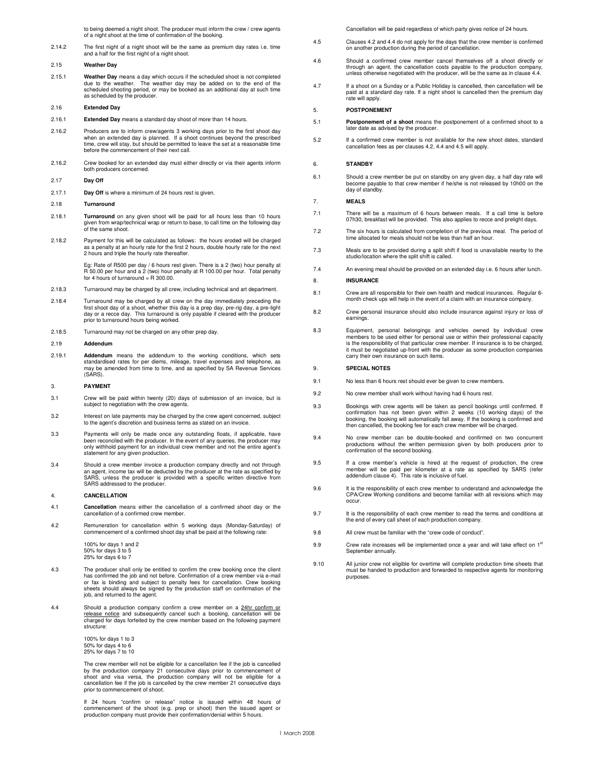to being deemed a night shoot. The producer must inform the crew / crew agents of a night shoot at the time of confirmation of the booking.

2.14.2 The first night of a night shoot will be the same as premium day rates i.e. time and a half for the first night of a night shoot.

**2.15 Weather Day**

2.15.1 **Weather Day** means a day which occurs if the scheduled shoot is not completed due to the weather. The weather day may be added on to the end of the scheduled shooting period, or may be booked as an additional day at such time as scheduled by the producer.

**2.16 Extended Day**

2.16.1 **Extended Day** means a standard day shoot of more than 14 hours.

2.16.2 Producers are to inform crew/agents 3 working days prior to the first shoot day when an extended day is planned. If a shoot continues beyond the prescribed time, crew will stay, but should be permitted to leave the set at a reasonable time before the commencement of their next call.

2.16.2 Crew booked for an extended day must either directly or via their agents inform both producers concerned.

**2.17 Day Off**

2.17.1 **Day Off** is where a minimum of 24 hours rest is given.

**2.18 Turnaround**

2.18.1 **Turnaround** on any given shoot will be paid for all hours less than 10 hours given from wrap/technical wrap or return to base, to call time on the following day of the same shoot.

2.18.2 Payment for this will be calculated as follows: the hours eroded will be charged as a penalty at an hourly rate for the first 2 hours, double hourly rate for the next 2 hours and triple the hourly rate thereafter.

Eg: Rate of R500 per day / 6 hours rest given. There is a 2 (two) hour penalty at R 50.00 per hour and a 2 (two) hour penalty at R 100.00 per hour. Total penalty for 4 hours of turnaround = R 300.00.

2.18.3 Turnaround may be charged by all crew, including technical and art department.

2.18.4 Turnaround may be charged by all crew on the day immediately preceding the first shoot day of a shoot, whether this day is a prep day, pre-rig day, a pre-light day or a recce day. This turnaround is only payable if cleared with the producer prior to turnaround hours being worked.

2.18.5 Turnaround may not be charged on any other prep day.

**2.19 Addendum**

2.19.1 **Addendum** means the addendum to the working conditions, which sets standardised rates for per diems, mileage, travel expenses and telephone, as may be amended from time to time, and as specified by SA Revenue Services (SARS).

## 3. PAYMENT

3.1 Crew will be paid within twenty (20) days of submission of an invoice, but is subject to negotiation with the crew agents.

3.2 Interest on late payments may be charged by the crew agent concerned, subject to the agent's discretion and business terms as stated on an invoice.

3.3 Payments will only be made once any outstanding floats, if applicable, have been reconciled with the producer. In the event of any queries, the producer may only withhold payment for an individual crew member and not the entire agent's statement for any given production.

3.4 Should a crew member invoice a production company directly and not through an agent, income tax will be deducted by the producer at the rate as specified by SARS, unless the producer is provided with a specific written directive from SARS addressed to the producer.

## 4. CANCELLATION

4.1 **Cancellation** means either the cancellation of a confirmed shoot day or the cancellation of a confirmed crew member.

4.2 Remuneration for cancellation within 5 working days (Monday-Saturday) of commencement of a confirmed shoot day shall be paid at the following rate:

100% for days 1 and 2
50% for days 3 to 5
25% for days 6 to 7

4.3 The producer shall only be entitled to confirm the crew booking once the client has confirmed the job and not before. Confirmation of a crew member via e-mail or fax is binding and subject to penalty fees for cancellation. Crew booking sheets should always be signed by the production staff on confirmation of the job, and returned to the agent.

4.4 Should a production company confirm a crew member on a <u>24hr confirm or release notice</u> and subsequently cancel such a booking, cancellation will be charged for days forfeited by the crew member based on the following payment structure:

100% for days 1 to 3
50% for days 4 to 6
25% for days 7 to 10

The crew member will not be eligible for a cancellation fee if the job is cancelled by the production company 21 consecutive days prior to commencement of shoot and visa versa, the production company will not be eligible for a cancellation fee if the job is cancelled by the crew member 21 consecutive days prior to commencement of shoot.

If 24 hours "confirm or release" notice is issued within 48 hours of commencement of the shoot (e.g. prep or shoot) then the issued agent or production company must provide their confirmation/denial within 5 hours.

Cancellation will be paid regardless of which party gives notice of 24 hours.

4.5 Clauses 4.2 and 4.4 do not apply for the days that the crew member is confirmed on another production during the period of cancellation.

4.6 Should a confirmed crew member cancel themselves off a shoot directly or through an agent, the cancellation costs payable to the production company, unless otherwise negotiated with the producer, will be the same as in clause 4.4.

4.7 If a shoot on a Sunday or a Public Holiday is cancelled, then cancellation will be paid at a standard day rate. If a night shoot is cancelled then the premium day rate will apply.

## 5. POSTPONEMENT

5.1 **Postponement of a shoot** means the postponement of a confirmed shoot to a later date as advised by the producer.

5.2 If a confirmed crew member is not available for the new shoot dates, standard cancellation fees as per clauses 4.2, 4.4 and 4.5 will apply.

## 6. STANDBY

6.1 Should a crew member be put on standby on any given day, a half day rate will become payable to that crew member if he/she is not released by 10h00 on the day of standby.

## 7. MEALS

7.1 There will be a maximum of 6 hours between meals. If a call time is before 07h30, breakfast will be provided. This also applies to recce and prelight days.

7.2 The six hours is calculated from completion of the previous meal. The period of time allocated for meals should not be less than half an hour.

7.3 Meals are to be provided during a split shift if food is unavailable nearby to the studio/location where the split shift is called.

7.4 An evening meal should be provided on an extended day i.e. 6 hours after lunch.

## 8. INSURANCE

8.1 Crew are all responsible for their own health and medical insurances. Regular 6-month check ups will help in the event of a claim with an insurance company.

8.2 Crew personal insurance should also include insurance against injury or loss of earnings.

8.3 Equipment, personal belongings and vehicles owned by individual crew members to be used either for personal use or within their professional capacity is the responsibility of that particular crew member. If insurance is to be charged, it must be negotiated up-front with the producer as some production companies carry their own insurance on such items.

## 9. SPECIAL NOTES

9.1 No less than 6 hours rest should ever be given to crew members.

9.2 No crew member shall work without having had 6 hours rest.

9.3 Bookings with crew agents will be taken as pencil bookings until confirmed. If confirmation has not been given within 2 weeks (10 working days) of the booking, the booking will automatically fall away. If the booking is confirmed and then cancelled, the booking fee for each crew member will be charged.

9.4 No crew member can be double-booked and confirmed on two concurrent productions without the written permission given by both producers prior to confirmation of the second booking.

9.5 If a crew member's vehicle is hired at the request of production, the crew member will be paid per kilometer at a rate as specified by SARS (refer addendum clause 4). This rate is inclusive of fuel.

9.6 It is the responsibility of each crew member to understand and acknowledge the CPA/Crew Working conditions and become familiar with all revisions which may occur.

9.7 It is the responsibility of each crew member to read the terms and conditions at the end of every call sheet of each production company.

9.8 All crew must be familiar with the "crew code of conduct".

9.9 Crew rate increases will be implemented once a year and will take effect on 1st September annually.

9.10 All junior crew not eligible for overtime will complete production time sheets that must be handed to production and forwarded to respective agents for monitoring purposes.